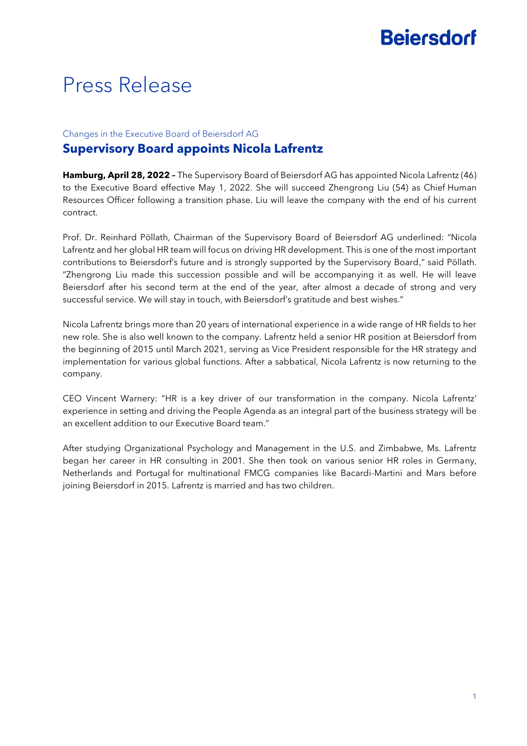# Press Release

Changes in the Executive Board of Beiersdorf AG

## Supervisory Board appoints Nicola Lafrentz

**Hamburg, April 28, 2022 –** The Supervisory Board of Beiersdorf AG has appointed Nicola Lafrentz (46) to the Executive Board effective May 1, 2022. She will succeed Zhengrong Liu (54) as Chief Human Resources Officer following a transition phase. Liu will leave the company with the end of his current contract.

Prof. Dr. Reinhard Pöllath, Chairman of the Supervisory Board of Beiersdorf AG underlined: "Nicola Lafrentz and her global HR team will focus on driving HR development. This is one of the most important contributions to Beiersdorf's future and is strongly supported by the Supervisory Board," said Pöllath. "Zhengrong Liu made this succession possible and will be accompanying it as well. He will leave Beiersdorf after his second term at the end of the year, after almost a decade of strong and very successful service. We will stay in touch, with Beiersdorf's gratitude and best wishes."

Nicola Lafrentz brings more than 20 years of international experience in a wide range of HR fields to her new role. She is also well known to the company. Lafrentz held a senior HR position at Beiersdorf from the beginning of 2015 until March 2021, serving as Vice President responsible for the HR strategy and implementation for various global functions. After a sabbatical, Nicola Lafrentz is now returning to the company.

CEO Vincent Warnery: "HR is a key driver of our transformation in the company. Nicola Lafrentz' experience in setting and driving the People Agenda as an integral part of the business strategy will be an excellent addition to our Executive Board team."

After studying Organizational Psychology and Management in the U.S. and Zimbabwe, Ms. Lafrentz began her career in HR consulting in 2001. She then took on various senior HR roles in Germany, Netherlands and Portugal for multinational FMCG companies like Bacardi-Martini and Mars before joining Beiersdorf in 2015. Lafrentz is married and has two children.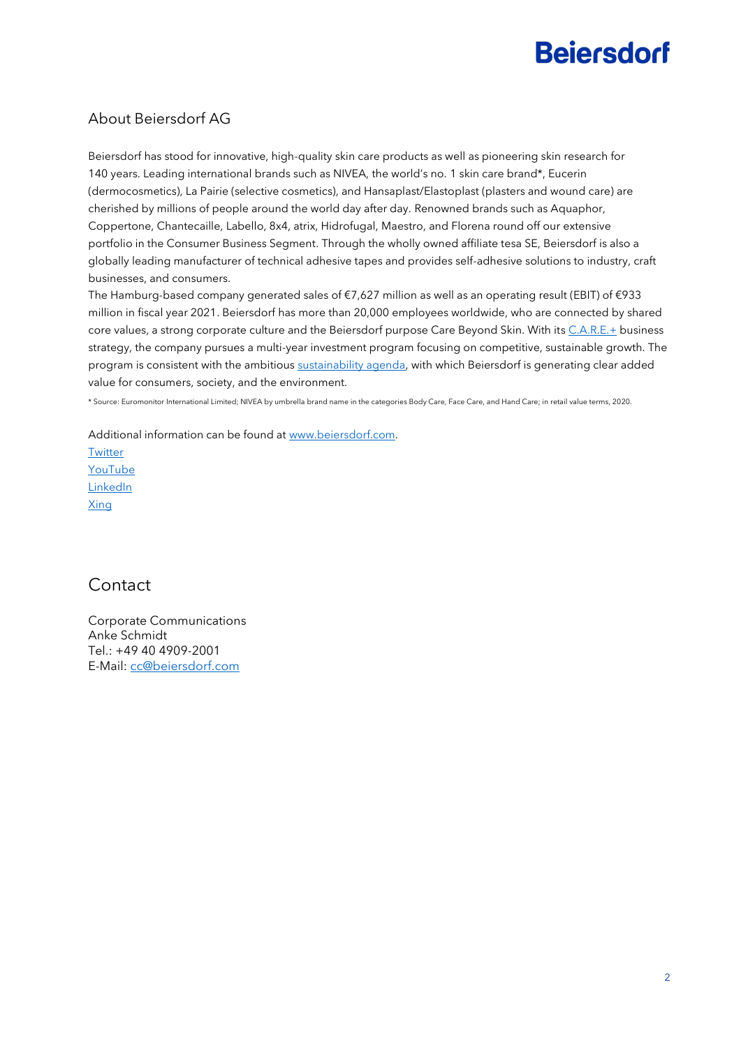## About Beiersdorf AG

Beiersdorf has stood for innovative, high-quality skin care products as well as pioneering skin research for 140 years. Leading international brands such as NIVEA, the world's no. 1 skin care brand*, Eucerin (dermocosmetics), La Pairie (selective cosmetics), and Hansaplast/Elastoplast (plasters and wound care) are cherished by millions of people around the world day after day. Renowned brands such as Aquaphor, Coppertone, Chantecaille, Labello, 8x4, atrix, Hidrofugal, Maestro, and Florena round off our extensive portfolio in the Consumer Business Segment. Through the wholly owned affiliate tesa SE, Beiersdorf is also a globally leading manufacturer of technical adhesive tapes and provides self-adhesive solutions to industry, craft businesses, and consumers.

The Hamburg-based company generated sales of €7,627 million as well as an operating result (EBIT) of €933 million in fiscal year 2021. Beiersdorf has more than 20,000 employees worldwide, who are connected by shared core values, a strong corporate culture and the Beiersdorf purpose Care Beyond Skin. With its C.A.R.E.+ business strategy, the company pursues a multi-year investment program focusing on competitive, sustainable growth. The program is consistent with the ambitious sustainability agenda, with which Beiersdorf is generating clear added value for consumers, society, and the environment.

* Source: Euromonitor International Limited; NIVEA by umbrella brand name in the categories Body Care, Face Care, and Hand Care; in retail value terms, 2020.

Additional information can be found at www.beiersdorf.com.
Twitter
YouTube
LinkedIn
Xing

## Contact

Corporate Communications
Anke Schmidt
Tel.: +49 40 4909-2001
E-Mail: cc@beiersdorf.com